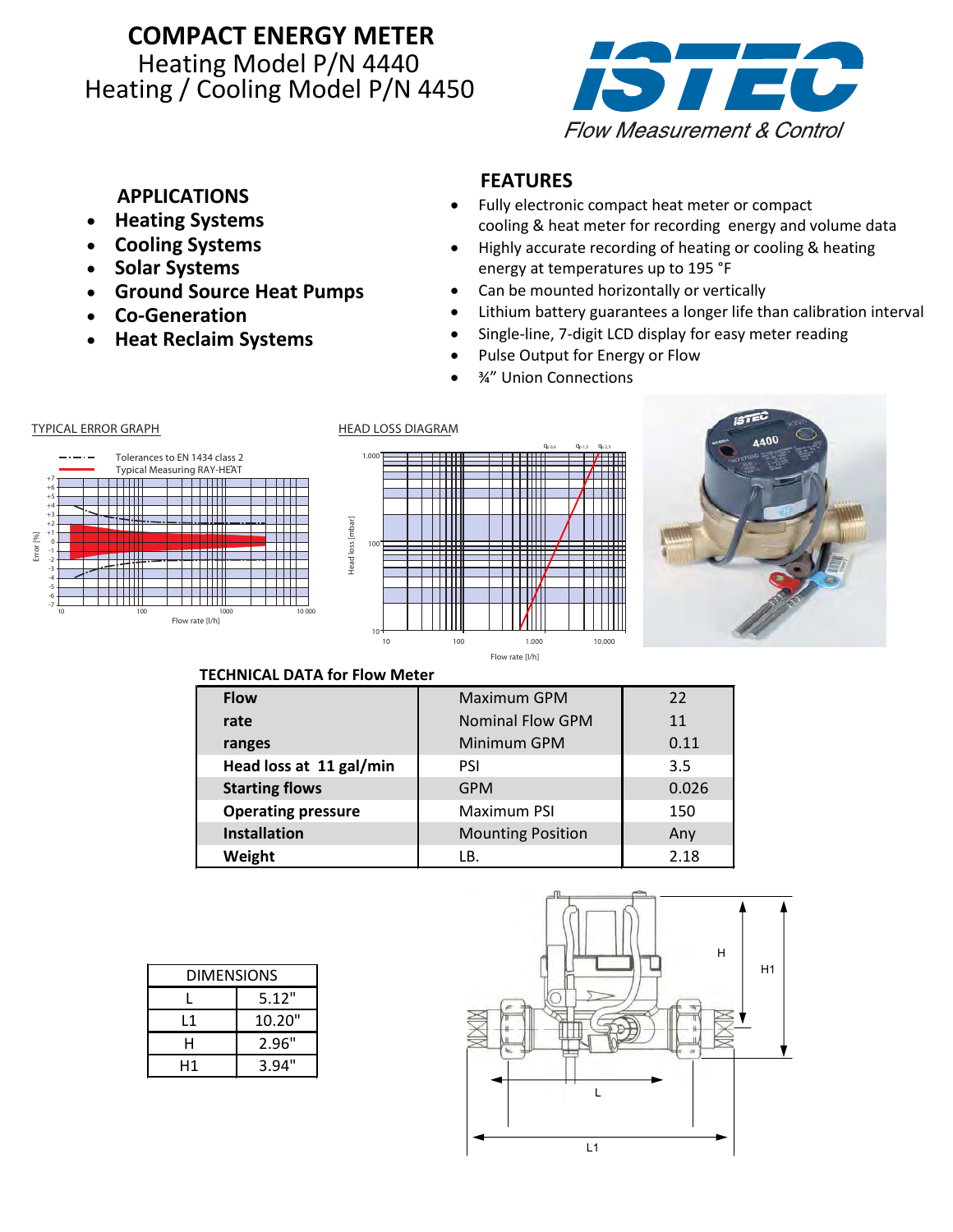# COMPACT ENERGY METER

Heating Model P/N 4440
Heating / Cooling Model P/N 4450

ISTEC
*Flow Measurement & Control*

## APPLICATIONS

- **Heating Systems**
- **Cooling Systems**
- **Solar Systems**
- **Ground Source Heat Pumps**
- **Co-Generation**
- **Heat Reclaim Systems**

## FEATURES

- Fully electronic compact heat meter or compact cooling & heat meter for recording energy and volume data
- Highly accurate recording of heating or cooling & heating energy at temperatures up to 195 °F
- Can be mounted horizontally or vertically
- Lithium battery guarantees a longer life than calibration interval
- Single-line, 7-digit LCD display for easy meter reading
- Pulse Output for Energy or Flow
- ¾" Union Connections

TYPICAL ERROR GRAPH

HEAD LOSS DIAGRAM

### TECHNICAL DATA for Flow Meter

| | | |
|---|---|---|
| **Flow rate ranges** | Maximum GPM | 22 |
| | Nominal Flow GPM | 11 |
| | Minimum GPM | 0.11 |
| **Head loss at 11 gal/min** | PSI | 3.5 |
| **Starting flows** | GPM | 0.026 |
| **Operating pressure** | Maximum PSI | 150 |
| **Installation** | Mounting Position | Any |
| **Weight** | LB. | 2.18 |

| DIMENSIONS | |
|---|---|
| L | 5.12" |
| L1 | 10.20" |
| H | 2.96" |
| H1 | 3.94" |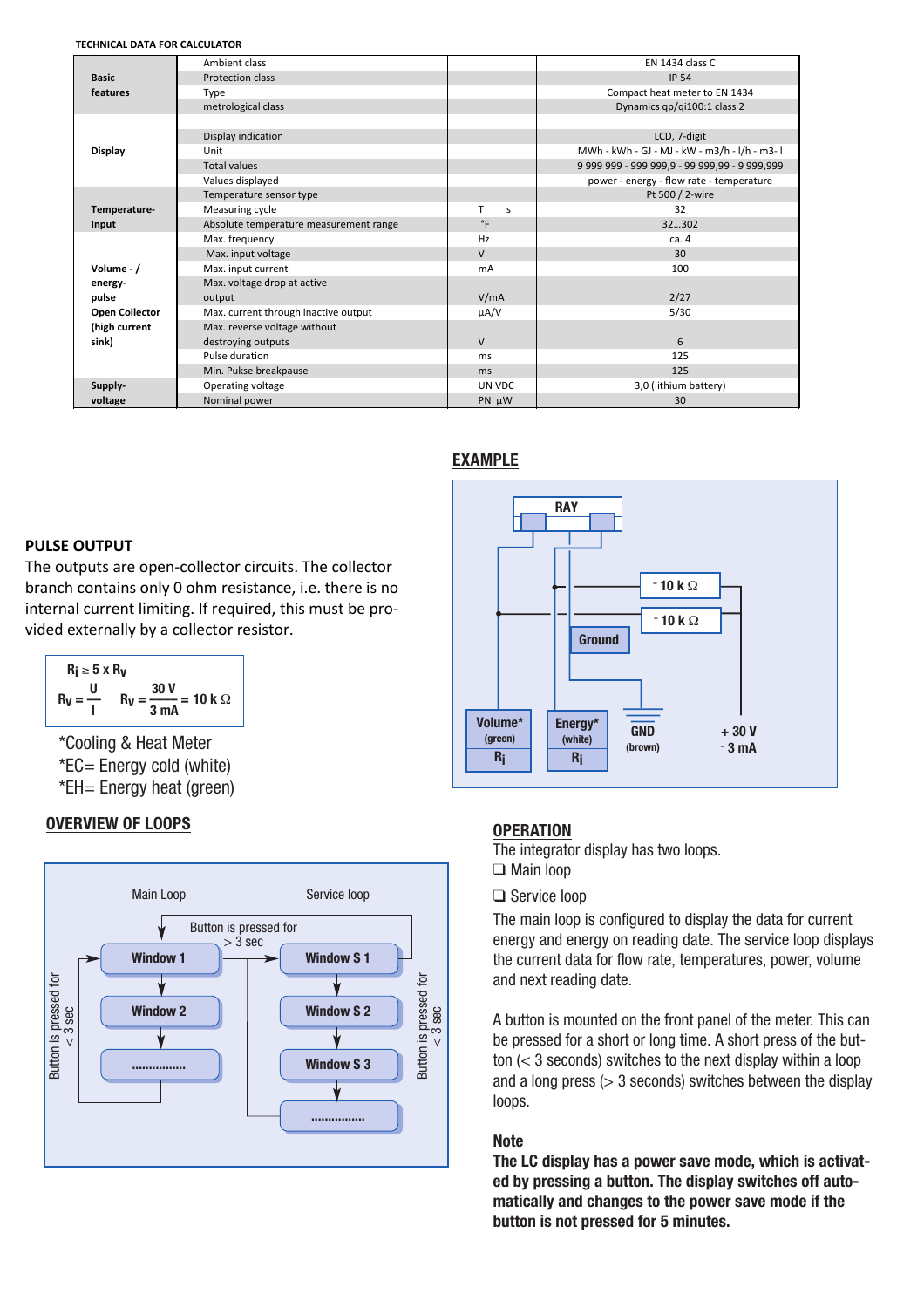**TECHNICAL DATA FOR CALCULATOR**

| | | | |
|---|---|---|---|
| **Basic features** | Ambient class | | EN 1434 class C |
| | Protection class | | IP 54 |
| | Type | | Compact heat meter to EN 1434 |
| | metrological class | | Dynamics qp/qi100:1 class 2 |
| **Display** | Display indication | | LCD, 7-digit |
| | Unit | | MWh - kWh - GJ - MJ - kW - m3/h - l/h - m3- l |
| | Total values | | 9 999 999 - 999 999,9 - 99 999,99 - 9 999,999 |
| | Values displayed | | power - energy - flow rate - temperature |
| **Temperature-Input** | Temperature sensor type | | Pt 500 / 2-wire |
| | Measuring cycle | T s | 32 |
| | Absolute temperature measurement range | °F | 32...302 |
| **Volume - / energy-pulse Open Collector (high current sink)** | Max. frequency | Hz | ca. 4 |
| | Max. input voltage | V | 30 |
| | Max. input current | mA | 100 |
| | Max. voltage drop at active output | V/mA | 2/27 |
| | Max. current through inactive output | µA/V | 5/30 |
| | Max. reverse voltage without destroying outputs | V | 6 |
| | Pulse duration | ms | 125 |
| | Min. Pukse breakpause | ms | 125 |
| **Supply-voltage** | Operating voltage | UN VDC | 3,0 (lithium battery) |
| | Nominal power | PN µW | 30 |

## PULSE OUTPUT

The outputs are open-collector circuits. The collector branch contains only 0 ohm resistance, i.e. there is no internal current limiting. If required, this must be provided externally by a collector resistor.

$$R_i \geq 5 \times R_V$$

$$R_V = \frac{U}{I} \qquad R_V = \frac{30\ V}{3\ mA} = 10\ k\Omega$$

*Cooling & Heat Meter
*EC= Energy cold (white)
*EH= Energy heat (green)

## EXAMPLE

RAY

- 10 k Ω

- 10 k Ω

Ground

Volume* (green) $R_i$

Energy* (white) $R_i$

GND (brown)

+ 30 V
- 3 mA

## OVERVIEW OF LOOPS

Main Loop — Service loop

Button is pressed for > 3 sec

Window 1 → Window 2 → ................

Window S 1 → Window S 2 → Window S 3 → ................

Button is pressed for < 3 sec

## OPERATION

The integrator display has two loops.

- ❑ Main loop
- ❑ Service loop

The main loop is configured to display the data for current energy and energy on reading date. The service loop displays the current data for flow rate, temperatures, power, volume and next reading date.

A button is mounted on the front panel of the meter. This can be pressed for a short or long time. A short press of the button (< 3 seconds) switches to the next display within a loop and a long press (> 3 seconds) switches between the display loops.

### Note

**The LC display has a power save mode, which is activated by pressing a button. The display switches off automatically and changes to the power save mode if the button is not pressed for 5 minutes.**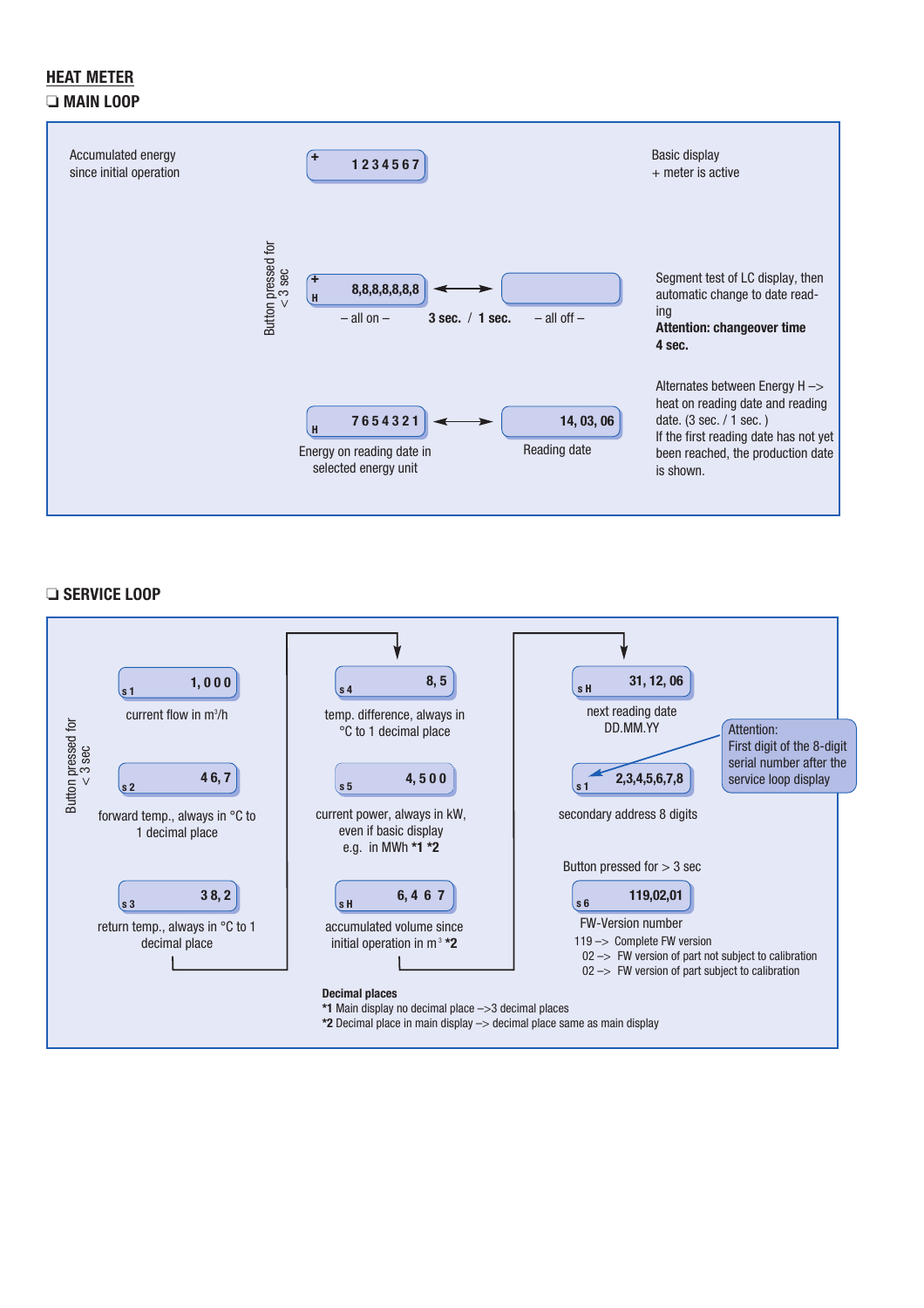## HEAT METER

### ❏ MAIN LOOP

Accumulated energy since initial operation

| + 1 2 3 4 5 6 7 |

Basic display
+ meter is active

Button pressed for < 3 sec

| + H 8,8,8,8,8,8,8 | ⟷ | (blank) |

– all on – 3 sec. / 1 sec. – all off –

Segment test of LC display, then automatic change to date reading

**Attention: changeover time 4 sec.**

| H 7 6 5 4 3 2 1 | ⟷ | 14, 03, 06 |

Energy on reading date in selected energy unit

Reading date

Alternates between Energy H –> heat on reading date and reading date. (3 sec. / 1 sec. )
If the first reading date has not yet been reached, the production date is shown.

### ❏ SERVICE LOOP

Button pressed for < 3 sec

| s 1 1, 0 0 0 |

current flow in $m^3/h$

| s 2 4 6, 7 |

forward temp., always in °C to 1 decimal place

| s 3 3 8, 2 |

return temp., always in °C to 1 decimal place

| s 4 8, 5 |

temp. difference, always in °C to 1 decimal place

| s 5 4, 5 0 0 |

current power, always in kW, even if basic display e.g. in MWh **\*1 \*2**

| s H 6, 4 6 7 |

accumulated volume since initial operation in $m^3$ **\*2**

| s H 31, 12, 06 |

next reading date DD.MM.YY

| s 1 2,3,4,5,6,7,8 |

secondary address 8 digits

Attention:
First digit of the 8-digit serial number after the service loop display

Button pressed for > 3 sec

| s 6 119,02,01 |

FW-Version number

119 –> Complete FW version
02 –> FW version of part not subject to calibration
02 –> FW version of part subject to calibration

**Decimal places**

**\*1** Main display no decimal place –>3 decimal places
**\*2** Decimal place in main display –> decimal place same as main display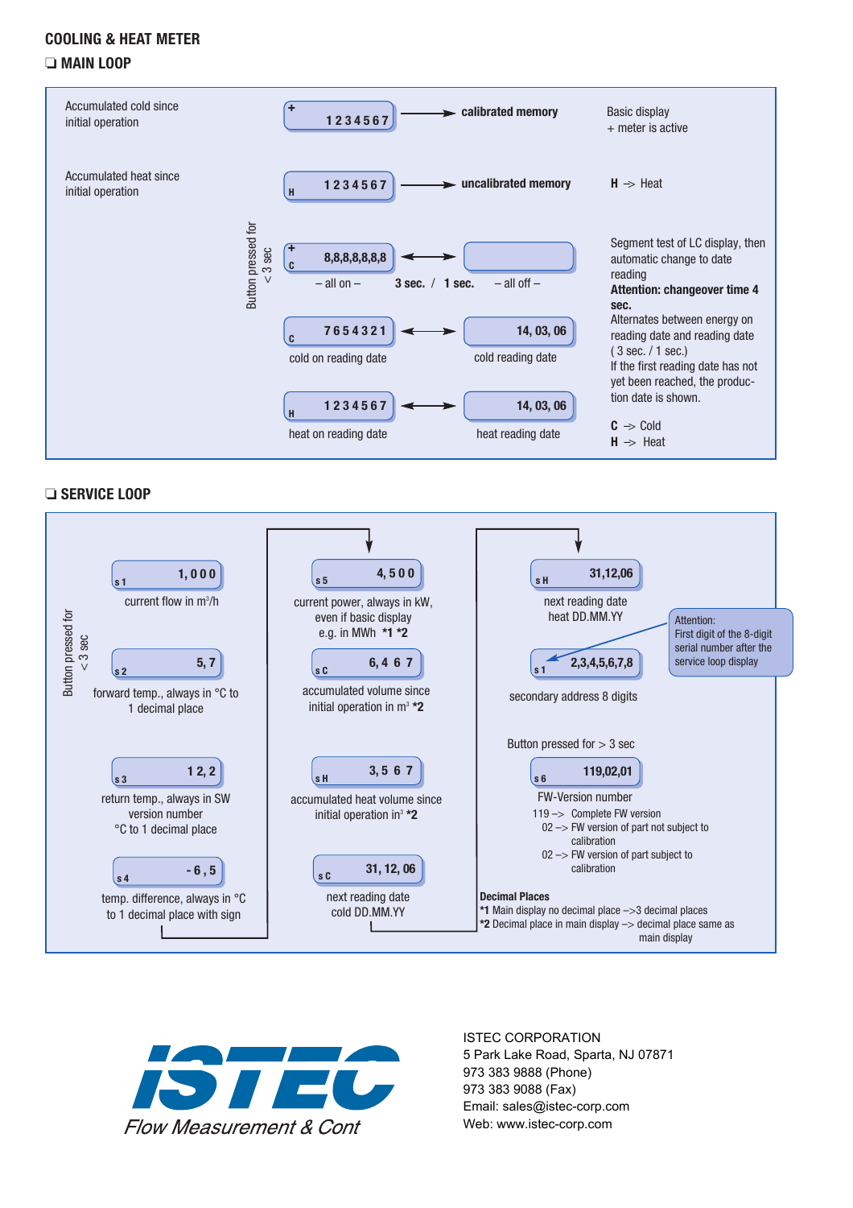# COOLING & HEAT METER

## ❏ MAIN LOOP

Accumulated cold since initial operation

+ 1234567 → **calibrated memory**

Basic display
+ meter is active

Accumulated heat since initial operation

H 1234567 → **uncalibrated memory**

**H** → Heat

Button pressed for < 3 sec

+ C 8,8,8,8,8,8,8 ↔ (blank)

– all on – **3 sec.** / **1 sec.** – all off –

Segment test of LC display, then automatic change to date reading
**Attention: changeover time 4 sec.**

C 7654321 ↔ 14, 03, 06

cold on reading date — cold reading date

H 1234567 ↔ 14, 03, 06

heat on reading date — heat reading date

Alternates between energy on reading date and reading date ( 3 sec. / 1 sec.)
If the first reading date has not yet been reached, the production date is shown.

**C** → Cold
**H** → Heat

## ❏ SERVICE LOOP

Button pressed for < 3 sec

s 1 1,000
current flow in $m^3$/h

s 2 5,7
forward temp., always in °C to 1 decimal place

s 3 12,2
return temp., always in SW version number
°C to 1 decimal place

s 4 -6,5
temp. difference, always in °C to 1 decimal place with sign

s 5 4,500
current power, always in kW, even if basic display e.g. in MWh **\*1 \*2**

s C 6,4 6 7
accumulated volume since initial operation in $m^3$ **\*2**

s H 3,5 6 7
accumulated heat volume since initial operation $in^3$ **\*2**

s C 31, 12, 06
next reading date cold DD.MM.YY

s H 31,12,06
next reading date heat DD.MM.YY

s 1 2,3,4,5,6,7,8
secondary address 8 digits

Attention:
First digit of the 8-digit serial number after the service loop display

Button pressed for > 3 sec

s 6 119,02,01
FW-Version number
119 –> Complete FW version
02 –> FW version of part not subject to calibration
02 –> FW version of part subject to calibration

**Decimal Places**
**\*1** Main display no decimal place –>3 decimal places
**\*2** Decimal place in main display –> decimal place same as main display

ISTEC
Flow Measurement & Cont

ISTEC CORPORATION
5 Park Lake Road, Sparta, NJ 07871
973 383 9888 (Phone)
973 383 9088 (Fax)
Email: sales@istec-corp.com
Web: www.istec-corp.com